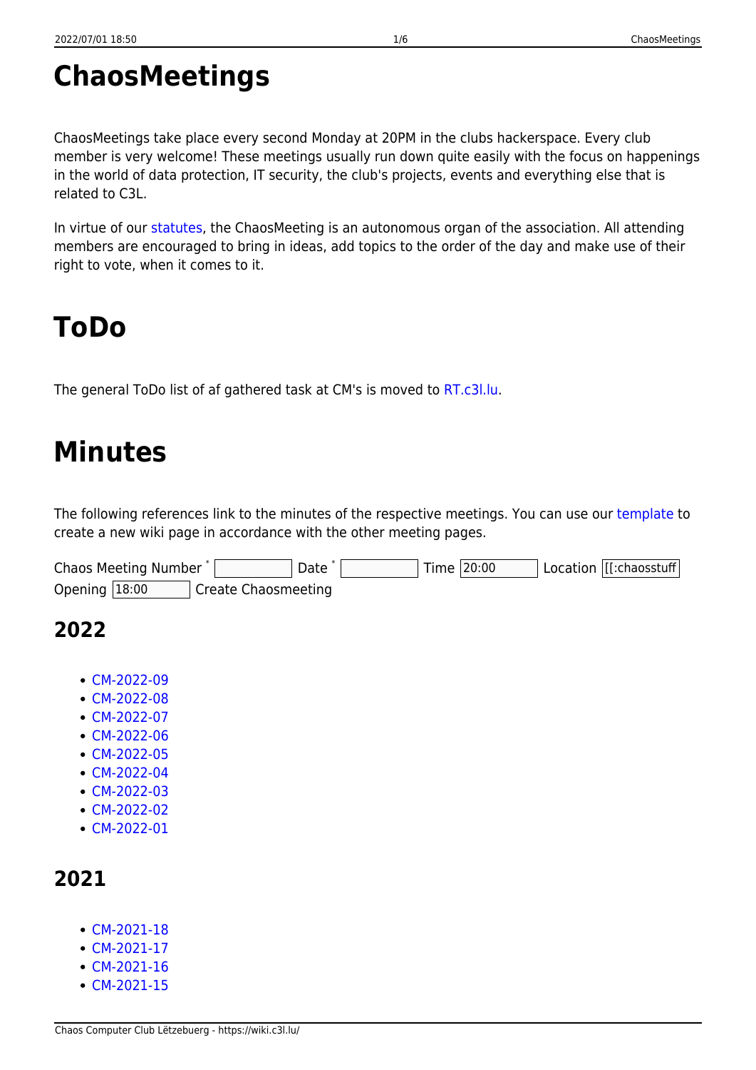# ChaosMeetings

ChaosMeetings take place every second Monday at 20PM in the clubs hackerspace. Every club member is very welcome! These meetings usually run down quite easily with the focus on happenings in the world of data protection, IT security, the club's projects, events and everything else that is related to C3L.

In virtue of our statutes, the ChaosMeeting is an autonomous organ of the association. All attending members are encouraged to bring in ideas, add topics to the order of the day and make use of their right to vote, when it comes to it.

# ToDo

The general ToDo list of af gathered task at CM's is moved to RT.c3l.lu.

# Minutes

The following references link to the minutes of the respective meetings. You can use our template to create a new wiki page in accordance with the other meeting pages.

Chaos Meeting Number * [ ] Date * [ ] Time [20:00] Location [[[:chaosstuff] Opening [18:00] Create Chaosmeeting

## 2022

- CM-2022-09
- CM-2022-08
- CM-2022-07
- CM-2022-06
- CM-2022-05
- CM-2022-04
- CM-2022-03
- CM-2022-02
- CM-2022-01

## 2021

- CM-2021-18
- CM-2021-17
- CM-2021-16
- CM-2021-15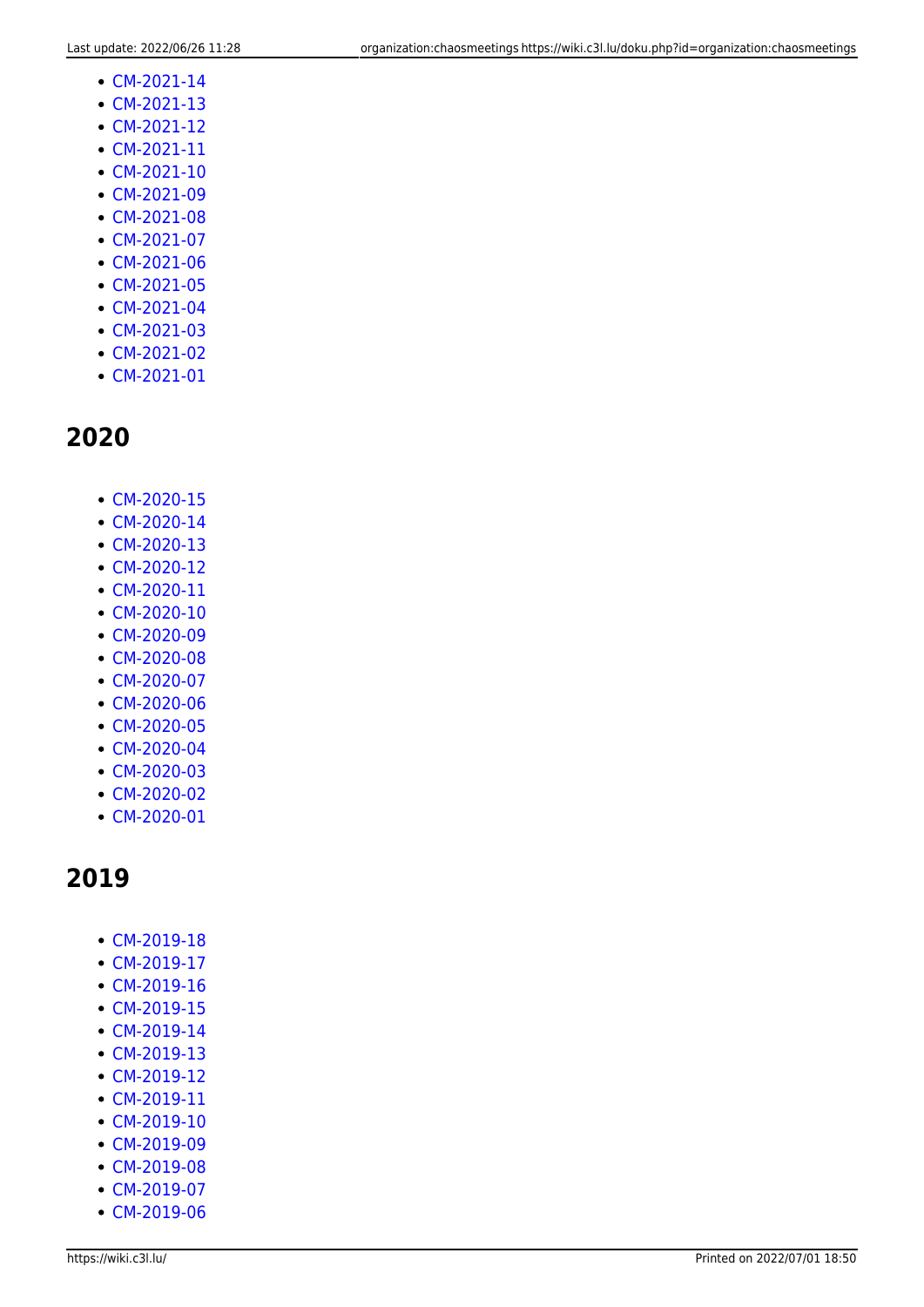- CM-2021-14
- CM-2021-13
- CM-2021-12
- CM-2021-11
- CM-2021-10
- CM-2021-09
- CM-2021-08
- CM-2021-07
- CM-2021-06
- CM-2021-05
- CM-2021-04
- CM-2021-03
- CM-2021-02
- CM-2021-01

## 2020

- CM-2020-15
- CM-2020-14
- CM-2020-13
- CM-2020-12
- CM-2020-11
- CM-2020-10
- CM-2020-09
- CM-2020-08
- CM-2020-07
- CM-2020-06
- CM-2020-05
- CM-2020-04
- CM-2020-03
- CM-2020-02
- CM-2020-01

## 2019

- CM-2019-18
- CM-2019-17
- CM-2019-16
- CM-2019-15
- CM-2019-14
- CM-2019-13
- CM-2019-12
- CM-2019-11
- CM-2019-10
- CM-2019-09
- CM-2019-08
- CM-2019-07
- CM-2019-06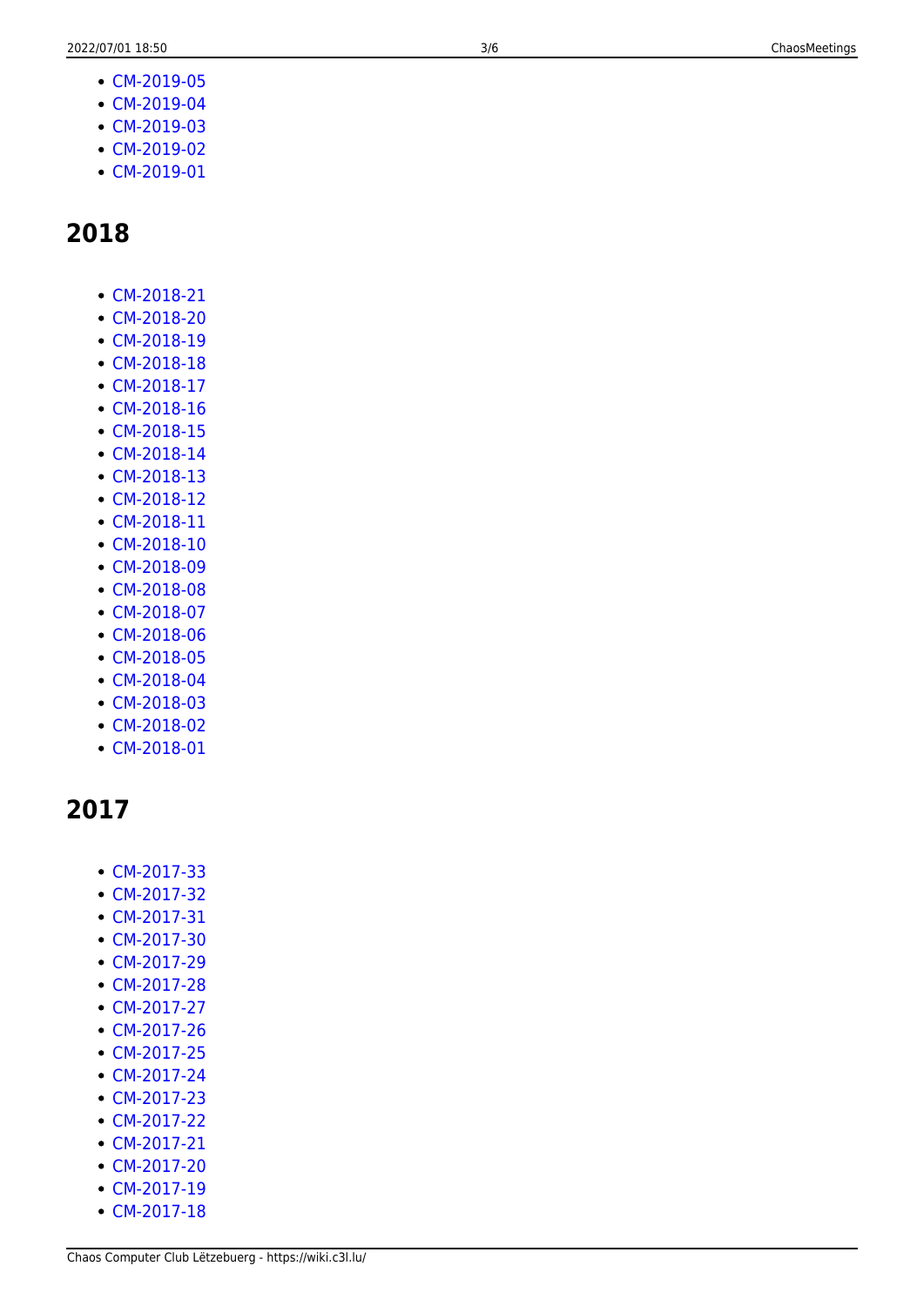- CM-2019-05
- CM-2019-04
- CM-2019-03
- CM-2019-02
- CM-2019-01

## 2018

- CM-2018-21
- CM-2018-20
- CM-2018-19
- CM-2018-18
- CM-2018-17
- CM-2018-16
- CM-2018-15
- CM-2018-14
- CM-2018-13
- CM-2018-12
- CM-2018-11
- CM-2018-10
- CM-2018-09
- CM-2018-08
- CM-2018-07
- CM-2018-06
- CM-2018-05
- CM-2018-04
- CM-2018-03
- CM-2018-02
- CM-2018-01

## 2017

- CM-2017-33
- CM-2017-32
- CM-2017-31
- CM-2017-30
- CM-2017-29
- CM-2017-28
- CM-2017-27
- CM-2017-26
- CM-2017-25
- CM-2017-24
- CM-2017-23
- CM-2017-22
- CM-2017-21
- CM-2017-20
- CM-2017-19
- CM-2017-18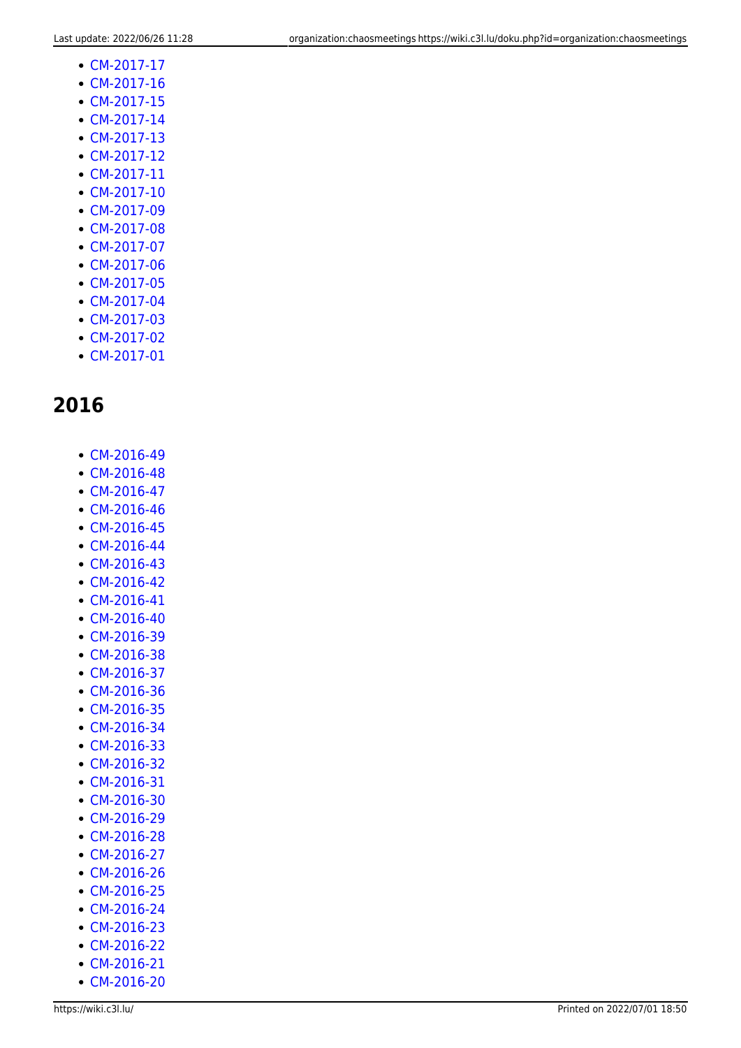- CM-2017-17
- CM-2017-16
- CM-2017-15
- CM-2017-14
- CM-2017-13
- CM-2017-12
- CM-2017-11
- CM-2017-10
- CM-2017-09
- CM-2017-08
- CM-2017-07
- CM-2017-06
- CM-2017-05
- CM-2017-04
- CM-2017-03
- CM-2017-02
- CM-2017-01

## 2016

- CM-2016-49
- CM-2016-48
- CM-2016-47
- CM-2016-46
- CM-2016-45
- CM-2016-44
- CM-2016-43
- CM-2016-42
- CM-2016-41
- CM-2016-40
- CM-2016-39
- CM-2016-38
- CM-2016-37
- CM-2016-36
- CM-2016-35
- CM-2016-34
- CM-2016-33
- CM-2016-32
- CM-2016-31
- CM-2016-30
- CM-2016-29
- CM-2016-28
- CM-2016-27
- CM-2016-26
- CM-2016-25
- CM-2016-24
- CM-2016-23
- CM-2016-22
- CM-2016-21
- CM-2016-20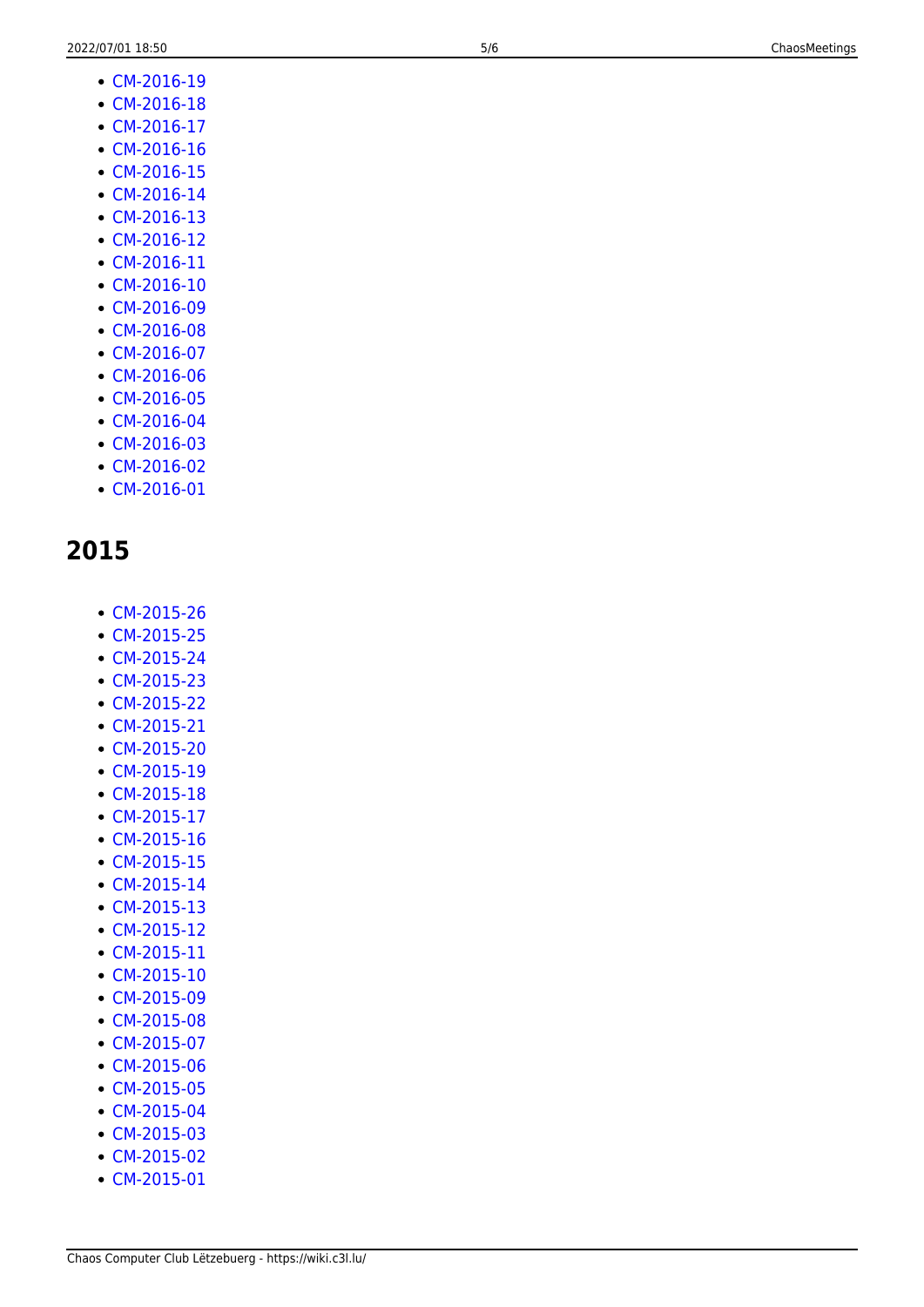- CM-2016-19
- CM-2016-18
- CM-2016-17
- CM-2016-16
- CM-2016-15
- CM-2016-14
- CM-2016-13
- CM-2016-12
- CM-2016-11
- CM-2016-10
- CM-2016-09
- CM-2016-08
- CM-2016-07
- CM-2016-06
- CM-2016-05
- CM-2016-04
- CM-2016-03
- CM-2016-02
- CM-2016-01

## 2015

- CM-2015-26
- CM-2015-25
- CM-2015-24
- CM-2015-23
- CM-2015-22
- CM-2015-21
- CM-2015-20
- CM-2015-19
- CM-2015-18
- CM-2015-17
- CM-2015-16
- CM-2015-15
- CM-2015-14
- CM-2015-13
- CM-2015-12
- CM-2015-11
- CM-2015-10
- CM-2015-09
- CM-2015-08
- CM-2015-07
- CM-2015-06
- CM-2015-05
- CM-2015-04
- CM-2015-03
- CM-2015-02
- CM-2015-01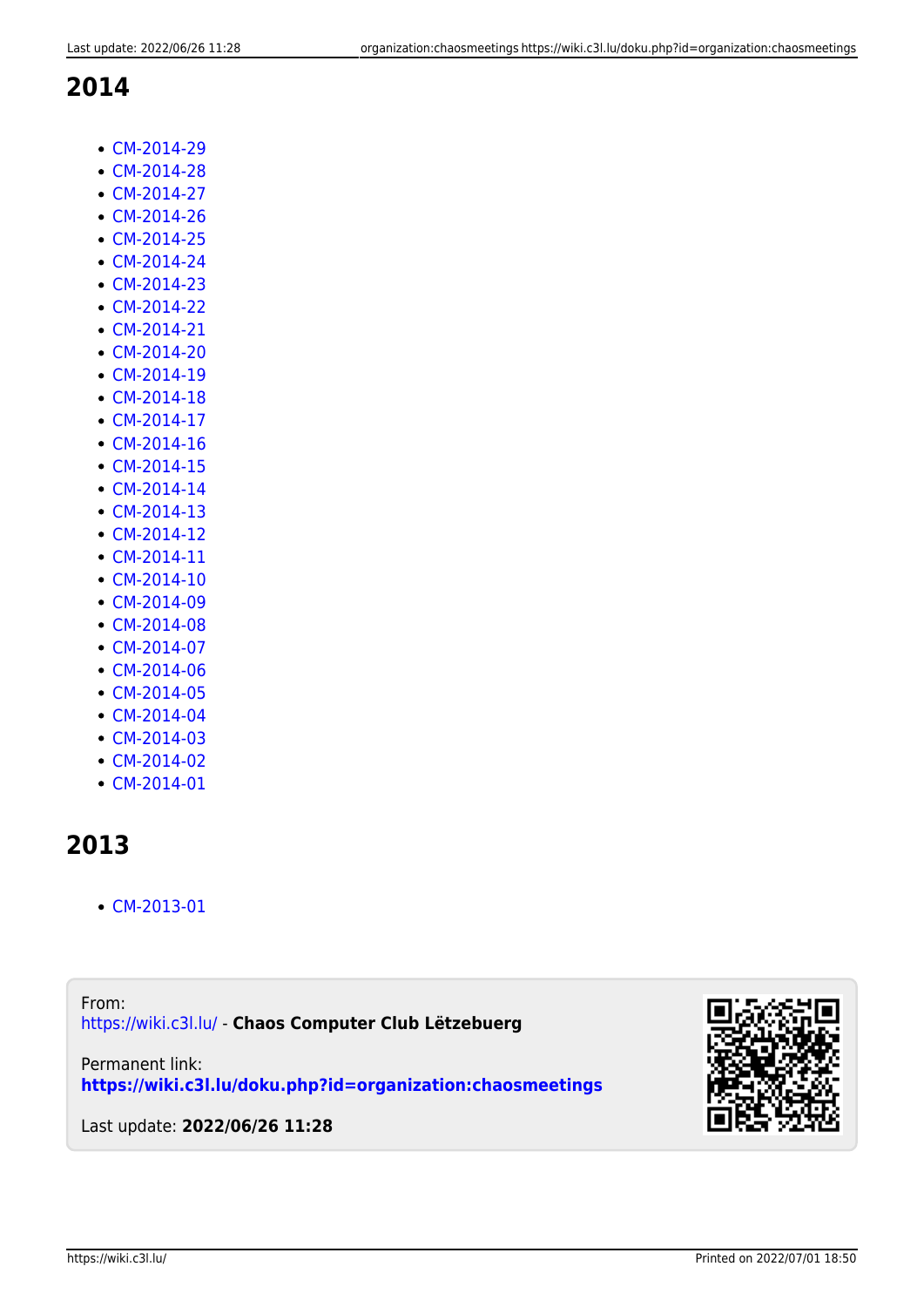## 2014

- CM-2014-29
- CM-2014-28
- CM-2014-27
- CM-2014-26
- CM-2014-25
- CM-2014-24
- CM-2014-23
- CM-2014-22
- CM-2014-21
- CM-2014-20
- CM-2014-19
- CM-2014-18
- CM-2014-17
- CM-2014-16
- CM-2014-15
- CM-2014-14
- CM-2014-13
- CM-2014-12
- CM-2014-11
- CM-2014-10
- CM-2014-09
- CM-2014-08
- CM-2014-07
- CM-2014-06
- CM-2014-05
- CM-2014-04
- CM-2014-03
- CM-2014-02
- CM-2014-01

## 2013

- CM-2013-01

From:
https://wiki.c3l.lu/ - **Chaos Computer Club Lëtzebuerg**

Permanent link:
**https://wiki.c3l.lu/doku.php?id=organization:chaosmeetings**

Last update: **2022/06/26 11:28**